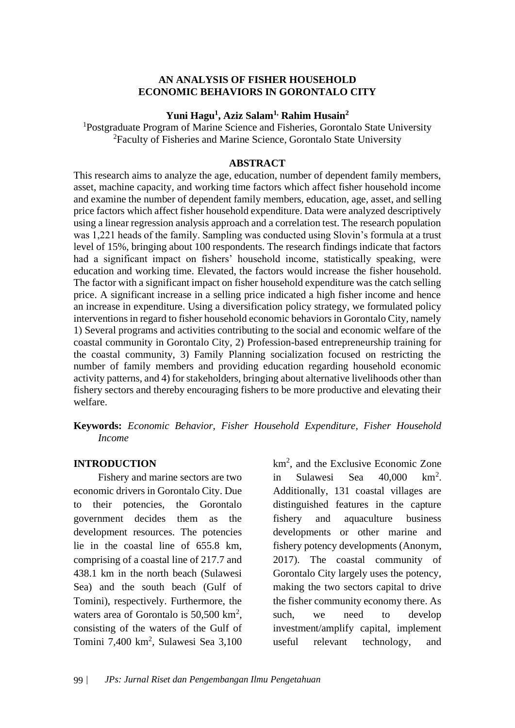# AN ANALYSIS OF FISHER HOUSEHOLD ECONOMIC BEHAVIORS IN GORONTALO CITY

**Yuni Hagu[1], Aziz Salam[1], Rahim Husain[2]**

[1]Postgraduate Program of Marine Science and Fisheries, Gorontalo State University
[2]Faculty of Fisheries and Marine Science, Gorontalo State University

## ABSTRACT

This research aims to analyze the age, education, number of dependent family members, asset, machine capacity, and working time factors which affect fisher household income and examine the number of dependent family members, education, age, asset, and selling price factors which affect fisher household expenditure. Data were analyzed descriptively using a linear regression analysis approach and a correlation test. The research population was 1,221 heads of the family. Sampling was conducted using Slovin's formula at a trust level of 15%, bringing about 100 respondents. The research findings indicate that factors had a significant impact on fishers' household income, statistically speaking, were education and working time. Elevated, the factors would increase the fisher household. The factor with a significant impact on fisher household expenditure was the catch selling price. A significant increase in a selling price indicated a high fisher income and hence an increase in expenditure. Using a diversification policy strategy, we formulated policy interventions in regard to fisher household economic behaviors in Gorontalo City, namely 1) Several programs and activities contributing to the social and economic welfare of the coastal community in Gorontalo City, 2) Profession-based entrepreneurship training for the coastal community, 3) Family Planning socialization focused on restricting the number of family members and providing education regarding household economic activity patterns, and 4) for stakeholders, bringing about alternative livelihoods other than fishery sectors and thereby encouraging fishers to be more productive and elevating their welfare.

**Keywords:** *Economic Behavior, Fisher Household Expenditure, Fisher Household Income*

## INTRODUCTION

Fishery and marine sectors are two economic drivers in Gorontalo City. Due to their potencies, the Gorontalo government decides them as the development resources. The potencies lie in the coastal line of 655.8 km, comprising of a coastal line of 217.7 and 438.1 km in the north beach (Sulawesi Sea) and the south beach (Gulf of Tomini), respectively. Furthermore, the waters area of Gorontalo is 50,500 $km^2$, consisting of the waters of the Gulf of Tomini 7,400 $km^2$, Sulawesi Sea 3,100 $km^2$, and the Exclusive Economic Zone in Sulawesi Sea 40,000 $km^2$. Additionally, 131 coastal villages are distinguished features in the capture fishery and aquaculture business developments or other marine and fishery potency developments (Anonym, 2017). The coastal community of Gorontalo City largely uses the potency, making the two sectors capital to drive the fisher community economy there. As such, we need to develop investment/amplify capital, implement useful relevant technology, and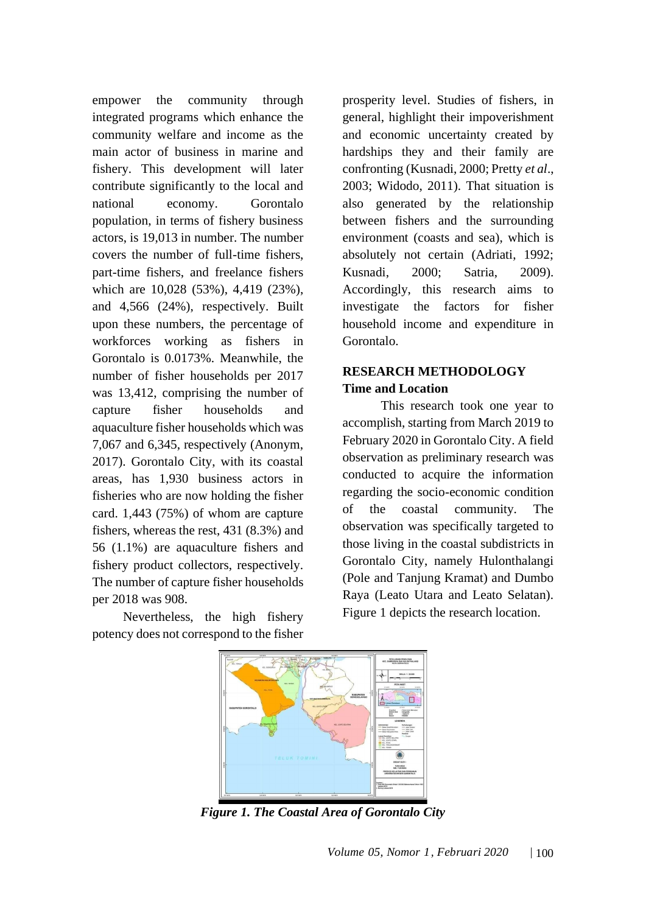empower the community through integrated programs which enhance the community welfare and income as the main actor of business in marine and fishery. This development will later contribute significantly to the local and national economy. Gorontalo population, in terms of fishery business actors, is 19,013 in number. The number covers the number of full-time fishers, part-time fishers, and freelance fishers which are 10,028 (53%), 4,419 (23%), and 4,566 (24%), respectively. Built upon these numbers, the percentage of workforces working as fishers in Gorontalo is 0.0173%. Meanwhile, the number of fisher households per 2017 was 13,412, comprising the number of capture fisher households and aquaculture fisher households which was 7,067 and 6,345, respectively (Anonym, 2017). Gorontalo City, with its coastal areas, has 1,930 business actors in fisheries who are now holding the fisher card. 1,443 (75%) of whom are capture fishers, whereas the rest, 431 (8.3%) and 56 (1.1%) are aquaculture fishers and fishery product collectors, respectively. The number of capture fisher households per 2018 was 908.

Nevertheless, the high fishery potency does not correspond to the fisher prosperity level. Studies of fishers, in general, highlight their impoverishment and economic uncertainty created by hardships they and their family are confronting (Kusnadi, 2000; Pretty *et al*., 2003; Widodo, 2011). That situation is also generated by the relationship between fishers and the surrounding environment (coasts and sea), which is absolutely not certain (Adriati, 1992; Kusnadi, 2000; Satria, 2009). Accordingly, this research aims to investigate the factors for fisher household income and expenditure in Gorontalo.

## RESEARCH METHODOLOGY

### Time and Location

This research took one year to accomplish, starting from March 2019 to February 2020 in Gorontalo City. A field observation as preliminary research was conducted to acquire the information regarding the socio-economic condition of the coastal community. The observation was specifically targeted to those living in the coastal subdistricts in Gorontalo City, namely Hulonthalangi (Pole and Tanjung Kramat) and Dumbo Raya (Leato Utara and Leato Selatan). Figure 1 depicts the research location.

***Figure 1. The Coastal Area of Gorontalo City***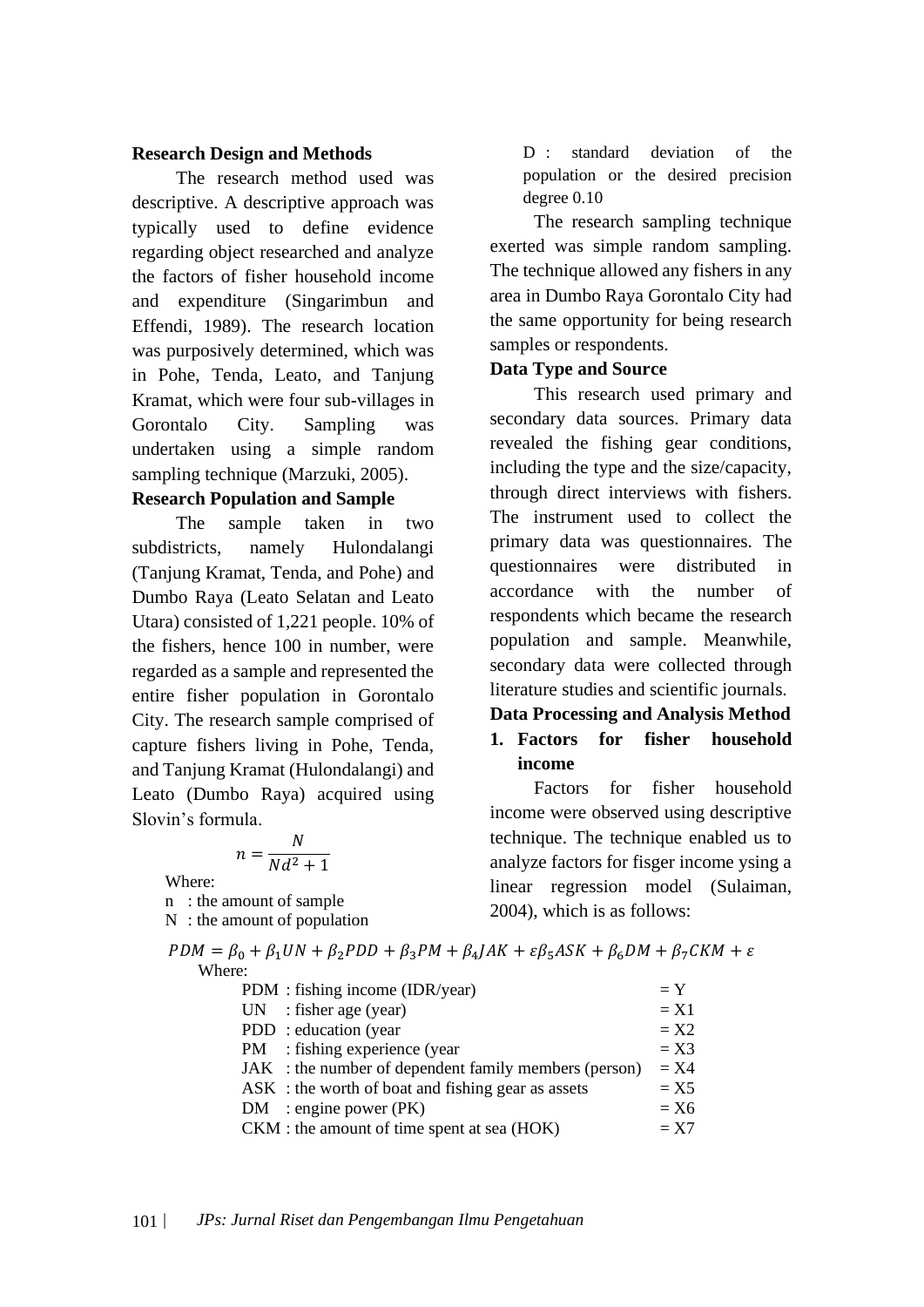**Research Design and Methods**

The research method used was descriptive. A descriptive approach was typically used to define evidence regarding object researched and analyze the factors of fisher household income and expenditure (Singarimbun and Effendi, 1989). The research location was purposively determined, which was in Pohe, Tenda, Leato, and Tanjung Kramat, which were four sub-villages in Gorontalo City. Sampling was undertaken using a simple random sampling technique (Marzuki, 2005).

**Research Population and Sample**

The sample taken in two subdistricts, namely Hulondalangi (Tanjung Kramat, Tenda, and Pohe) and Dumbo Raya (Leato Selatan and Leato Utara) consisted of 1,221 people. 10% of the fishers, hence 100 in number, were regarded as a sample and represented the entire fisher population in Gorontalo City. The research sample comprised of capture fishers living in Pohe, Tenda, and Tanjung Kramat (Hulondalangi) and Leato (Dumbo Raya) acquired using Slovin's formula.

$$n = \frac{N}{Nd^2 + 1}$$

Where:
n : the amount of sample
N : the amount of population
D : standard deviation of the population or the desired precision degree 0.10

The research sampling technique exerted was simple random sampling. The technique allowed any fishers in any area in Dumbo Raya Gorontalo City had the same opportunity for being research samples or respondents.

**Data Type and Source**

This research used primary and secondary data sources. Primary data revealed the fishing gear conditions, including the type and the size/capacity, through direct interviews with fishers. The instrument used to collect the primary data was questionnaires. The questionnaires were distributed in accordance with the number of respondents which became the research population and sample. Meanwhile, secondary data were collected through literature studies and scientific journals.

**Data Processing and Analysis Method**

1. **Factors for fisher household income**

Factors for fisher household income were observed using descriptive technique. The technique enabled us to analyze factors for fisger income ysing a linear regression model (Sulaiman, 2004), which is as follows:

$$PDM = \beta_0 + \beta_1 UN + \beta_2 PDD + \beta_3 PM + \beta_4 JAK + \varepsilon\beta_5 ASK + \beta_6 DM + \beta_7 CKM + \varepsilon$$

Where:

| | | |
|---|---|---|
| PDM | : fishing income (IDR/year) | = Y |
| UN | : fisher age (year) | = X1 |
| PDD | : education (year | = X2 |
| PM | : fishing experience (year | = X3 |
| JAK | : the number of dependent family members (person) | = X4 |
| ASK | : the worth of boat and fishing gear as assets | = X5 |
| DM | : engine power (PK) | = X6 |
| CKM | : the amount of time spent at sea (HOK) | = X7 |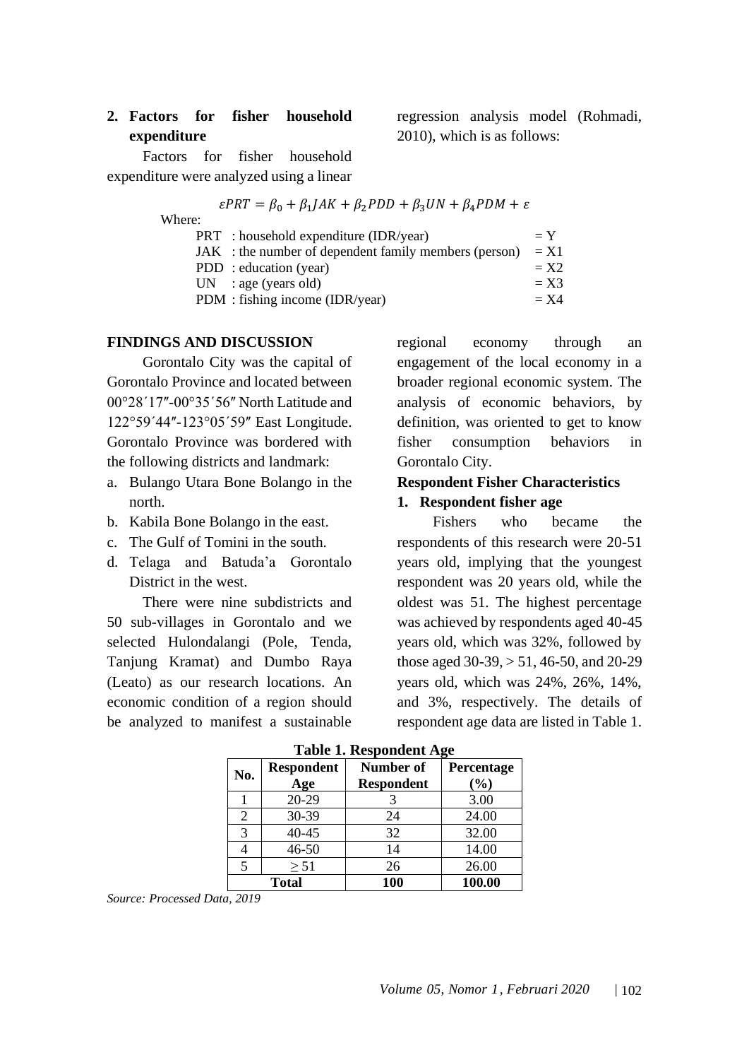## 2. Factors for fisher household expenditure

Factors for fisher household expenditure were analyzed using a linear regression analysis model (Rohmadi, 2010), which is as follows:

$$\varepsilon PRT = \beta_0 + \beta_1 JAK + \beta_2 PDD + \beta_3 UN + \beta_4 PDM + \varepsilon$$

Where:

| | | |
|---|---|---|
| PRT | : household expenditure (IDR/year) | = Y |
| JAK | : the number of dependent family members (person) | = X1 |
| PDD | : education (year) | = X2 |
| UN | : age (years old) | = X3 |
| PDM | : fishing income (IDR/year) | = X4 |

# FINDINGS AND DISCUSSION

Gorontalo City was the capital of Gorontalo Province and located between 00°28´17″-00°35´56″ North Latitude and 122°59´44″-123°05´59″ East Longitude. Gorontalo Province was bordered with the following districts and landmark:

a. Bulango Utara Bone Bolango in the north.
b. Kabila Bone Bolango in the east.
c. The Gulf of Tomini in the south.
d. Telaga and Batuda'a Gorontalo District in the west.

There were nine subdistricts and 50 sub-villages in Gorontalo and we selected Hulondalangi (Pole, Tenda, Tanjung Kramat) and Dumbo Raya (Leato) as our research locations. An economic condition of a region should be analyzed to manifest a sustainable regional economy through an engagement of the local economy in a broader regional economic system. The analysis of economic behaviors, by definition, was oriented to get to know fisher consumption behaviors in Gorontalo City.

## Respondent Fisher Characteristics

### 1. Respondent fisher age

Fishers who became the respondents of this research were 20-51 years old, implying that the youngest respondent was 20 years old, while the oldest was 51. The highest percentage was achieved by respondents aged 40-45 years old, which was 32%, followed by those aged 30-39, > 51, 46-50, and 20-29 years old, which was 24%, 26%, 14%, and 3%, respectively. The details of respondent age data are listed in Table 1.

**Table 1. Respondent Age**

| No. | Respondent Age | Number of Respondent | Percentage (%) |
|---|---|---|---|
| 1 | 20-29 | 3 | 3.00 |
| 2 | 30-39 | 24 | 24.00 |
| 3 | 40-45 | 32 | 32.00 |
| 4 | 46-50 | 14 | 14.00 |
| 5 | ≥ 51 | 26 | 26.00 |
| **Total** | | **100** | **100.00** |

*Source: Processed Data, 2019*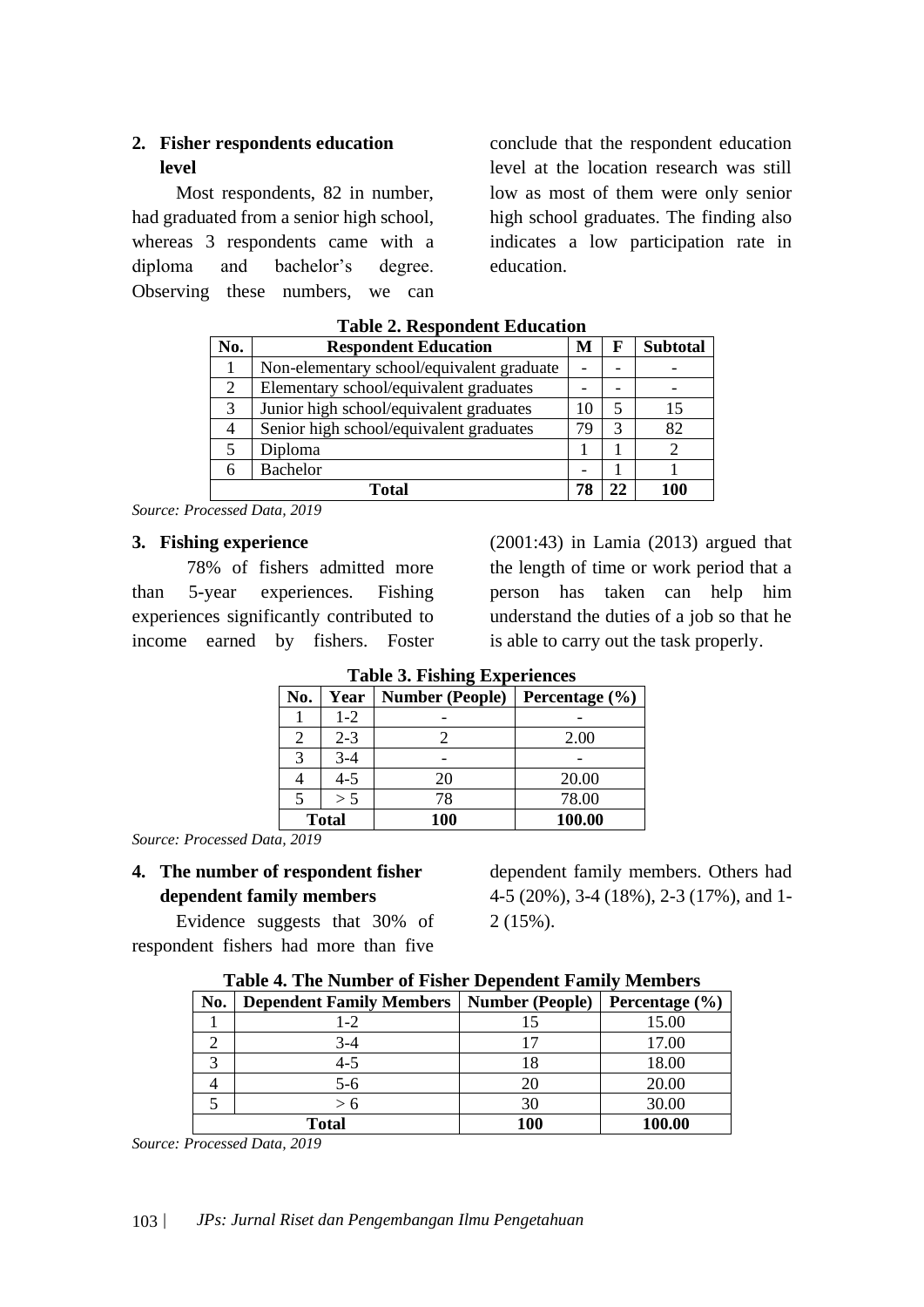## 2. Fisher respondents education level

Most respondents, 82 in number, had graduated from a senior high school, whereas 3 respondents came with a diploma and bachelor's degree. Observing these numbers, we can conclude that the respondent education level at the location research was still low as most of them were only senior high school graduates. The finding also indicates a low participation rate in education.

**Table 2. Respondent Education**

| No. | Respondent Education | M | F | Subtotal |
|---|---|---|---|---|
| 1 | Non-elementary school/equivalent graduate | - | - | - |
| 2 | Elementary school/equivalent graduates | - | - | - |
| 3 | Junior high school/equivalent graduates | 10 | 5 | 15 |
| 4 | Senior high school/equivalent graduates | 79 | 3 | 82 |
| 5 | Diploma | 1 | 1 | 2 |
| 6 | Bachelor | - | 1 | 1 |
| **Total** | | **78** | **22** | **100** |

*Source: Processed Data, 2019*

## 3. Fishing experience

78% of fishers admitted more than 5-year experiences. Fishing experiences significantly contributed to income earned by fishers. Foster (2001:43) in Lamia (2013) argued that the length of time or work period that a person has taken can help him understand the duties of a job so that he is able to carry out the task properly.

**Table 3. Fishing Experiences**

| No. | Year | Number (People) | Percentage (%) |
|---|---|---|---|
| 1 | 1-2 | - | - |
| 2 | 2-3 | 2 | 2.00 |
| 3 | 3-4 | - | - |
| 4 | 4-5 | 20 | 20.00 |
| 5 | > 5 | 78 | 78.00 |
| **Total** | | **100** | **100.00** |

*Source: Processed Data, 2019*

## 4. The number of respondent fisher dependent family members

Evidence suggests that 30% of respondent fishers had more than five dependent family members. Others had 4-5 (20%), 3-4 (18%), 2-3 (17%), and 1-2 (15%).

**Table 4. The Number of Fisher Dependent Family Members**

| No. | Dependent Family Members | Number (People) | Percentage (%) |
|---|---|---|---|
| 1 | 1-2 | 15 | 15.00 |
| 2 | 3-4 | 17 | 17.00 |
| 3 | 4-5 | 18 | 18.00 |
| 4 | 5-6 | 20 | 20.00 |
| 5 | > 6 | 30 | 30.00 |
| **Total** | | **100** | **100.00** |

*Source: Processed Data, 2019*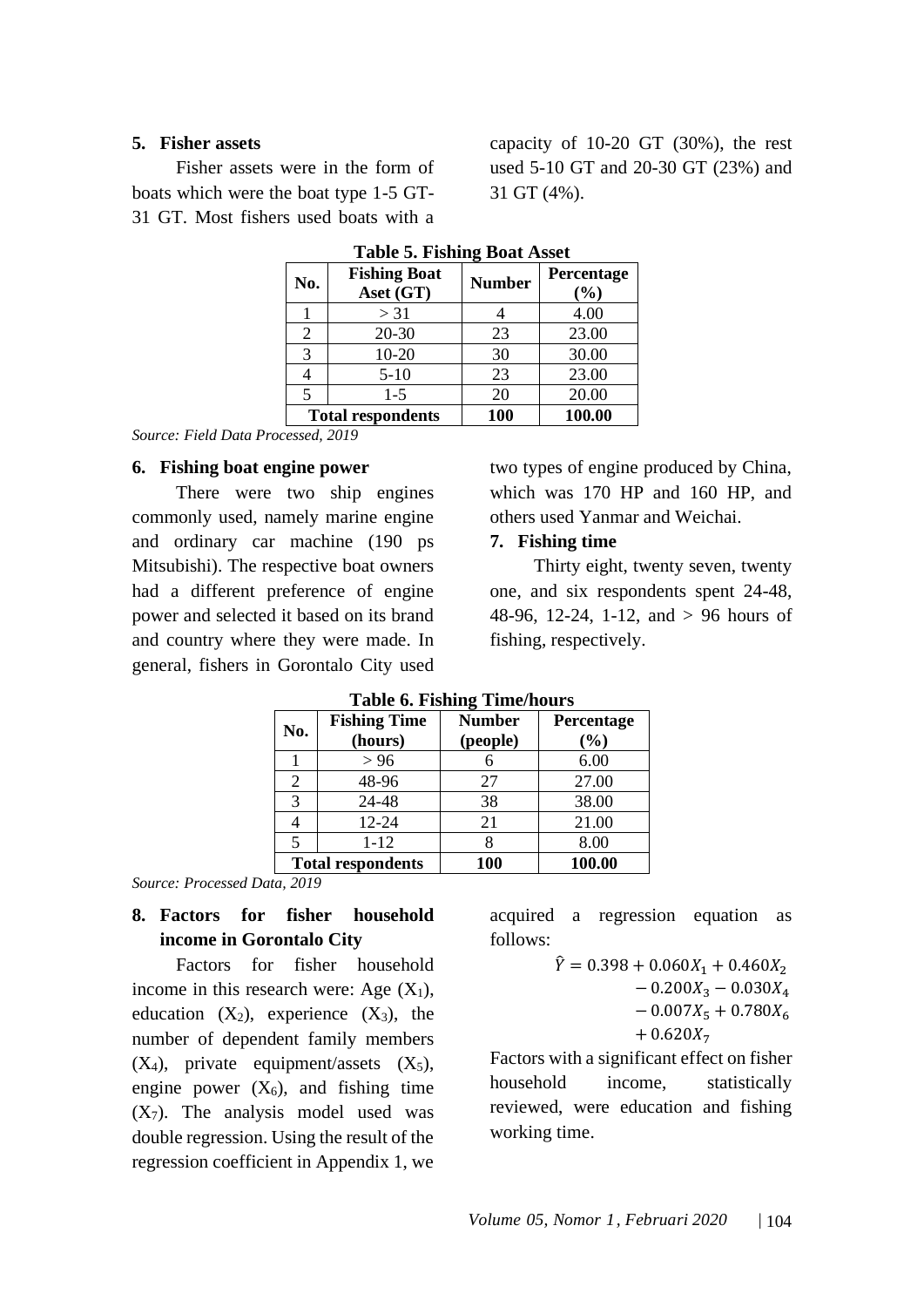## 5. Fisher assets

Fisher assets were in the form of boats which were the boat type 1-5 GT-31 GT. Most fishers used boats with a capacity of 10-20 GT (30%), the rest used 5-10 GT and 20-30 GT (23%) and 31 GT (4%).

**Table 5. Fishing Boat Asset**

| No. | Fishing Boat Aset (GT) | Number | Percentage (%) |
|---|---|---|---|
| 1 | > 31 | 4 | 4.00 |
| 2 | 20-30 | 23 | 23.00 |
| 3 | 10-20 | 30 | 30.00 |
| 4 | 5-10 | 23 | 23.00 |
| 5 | 1-5 | 20 | 20.00 |
| **Total respondents** | | **100** | **100.00** |

*Source: Field Data Processed, 2019*

## 6. Fishing boat engine power

There were two ship engines commonly used, namely marine engine and ordinary car machine (190 ps Mitsubishi). The respective boat owners had a different preference of engine power and selected it based on its brand and country where they were made. In general, fishers in Gorontalo City used two types of engine produced by China, which was 170 HP and 160 HP, and others used Yanmar and Weichai.

## 7. Fishing time

Thirty eight, twenty seven, twenty one, and six respondents spent 24-48, 48-96, 12-24, 1-12, and > 96 hours of fishing, respectively.

**Table 6. Fishing Time/hours**

| No. | Fishing Time (hours) | Number (people) | Percentage (%) |
|---|---|---|---|
| 1 | > 96 | 6 | 6.00 |
| 2 | 48-96 | 27 | 27.00 |
| 3 | 24-48 | 38 | 38.00 |
| 4 | 12-24 | 21 | 21.00 |
| 5 | 1-12 | 8 | 8.00 |
| **Total respondents** | | **100** | **100.00** |

*Source: Processed Data, 2019*

## 8. Factors for fisher household income in Gorontalo City

Factors for fisher household income in this research were: Age ($X_1$), education ($X_2$), experience ($X_3$), the number of dependent family members ($X_4$), private equipment/assets ($X_5$), engine power ($X_6$), and fishing time ($X_7$). The analysis model used was double regression. Using the result of the regression coefficient in Appendix 1, we acquired a regression equation as follows:

$$\hat{Y} = 0.398 + 0.060X_1 + 0.460X_2 - 0.200X_3 - 0.030X_4 - 0.007X_5 + 0.780X_6 + 0.620X_7$$

Factors with a significant effect on fisher household income, statistically reviewed, were education and fishing working time.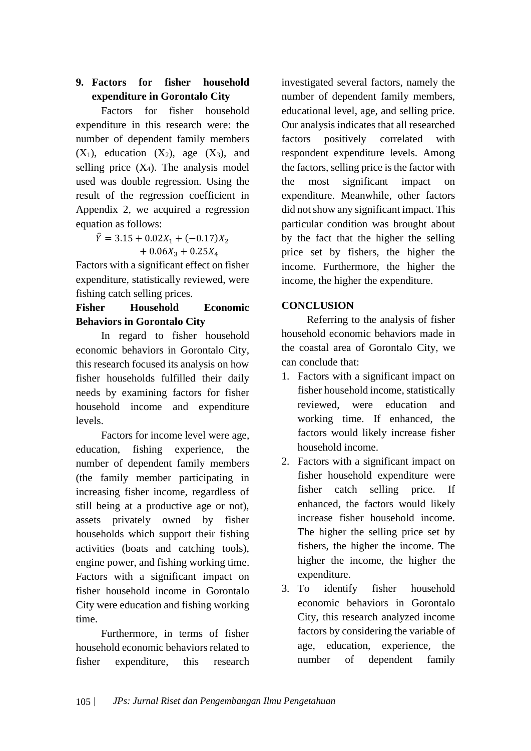9. **Factors for fisher household expenditure in Gorontalo City**

Factors for fisher household expenditure in this research were: the number of dependent family members ($X_1$), education ($X_2$), age ($X_3$), and selling price ($X_4$). The analysis model used was double regression. Using the result of the regression coefficient in Appendix 2, we acquired a regression equation as follows:

$$\hat{Y} = 3.15 + 0.02X_1 + (-0.17)X_2 + 0.06X_3 + 0.25X_4$$

Factors with a significant effect on fisher expenditure, statistically reviewed, were fishing catch selling prices.

**Fisher Household Economic Behaviors in Gorontalo City**

In regard to fisher household economic behaviors in Gorontalo City, this research focused its analysis on how fisher households fulfilled their daily needs by examining factors for fisher household income and expenditure levels.

Factors for income level were age, education, fishing experience, the number of dependent family members (the family member participating in increasing fisher income, regardless of still being at a productive age or not), assets privately owned by fisher households which support their fishing activities (boats and catching tools), engine power, and fishing working time. Factors with a significant impact on fisher household income in Gorontalo City were education and fishing working time.

Furthermore, in terms of fisher household economic behaviors related to fisher expenditure, this research investigated several factors, namely the number of dependent family members, educational level, age, and selling price. Our analysis indicates that all researched factors positively correlated with respondent expenditure levels. Among the factors, selling price is the factor with the most significant impact on expenditure. Meanwhile, other factors did not show any significant impact. This particular condition was brought about by the fact that the higher the selling price set by fishers, the higher the income. Furthermore, the higher the income, the higher the expenditure.

## CONCLUSION

Referring to the analysis of fisher household economic behaviors made in the coastal area of Gorontalo City, we can conclude that:

1. Factors with a significant impact on fisher household income, statistically reviewed, were education and working time. If enhanced, the factors would likely increase fisher household income.
2. Factors with a significant impact on fisher household expenditure were fisher catch selling price. If enhanced, the factors would likely increase fisher household income. The higher the selling price set by fishers, the higher the income. The higher the income, the higher the expenditure.
3. To identify fisher household economic behaviors in Gorontalo City, this research analyzed income factors by considering the variable of age, education, experience, the number of dependent family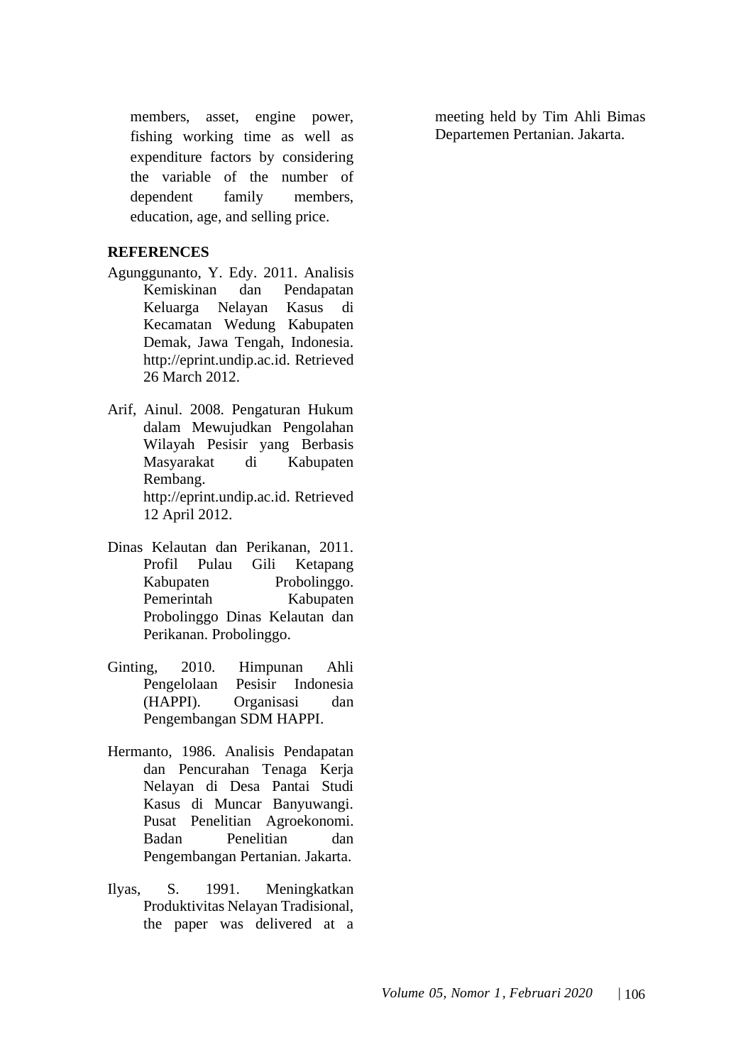members, asset, engine power, fishing working time as well as expenditure factors by considering the variable of the number of dependent family members, education, age, and selling price.

## REFERENCES

Agunggunanto, Y. Edy. 2011. Analisis Kemiskinan dan Pendapatan Keluarga Nelayan Kasus di Kecamatan Wedung Kabupaten Demak, Jawa Tengah, Indonesia. http://eprint.undip.ac.id. Retrieved 26 March 2012.

Arif, Ainul. 2008. Pengaturan Hukum dalam Mewujudkan Pengolahan Wilayah Pesisir yang Berbasis Masyarakat di Kabupaten Rembang. http://eprint.undip.ac.id. Retrieved 12 April 2012.

Dinas Kelautan dan Perikanan, 2011. Profil Pulau Gili Ketapang Kabupaten Probolinggo. Pemerintah Kabupaten Probolinggo Dinas Kelautan dan Perikanan. Probolinggo.

Ginting, 2010. Himpunan Ahli Pengelolaan Pesisir Indonesia (HAPPI). Organisasi dan Pengembangan SDM HAPPI.

Hermanto, 1986. Analisis Pendapatan dan Pencurahan Tenaga Kerja Nelayan di Desa Pantai Studi Kasus di Muncar Banyuwangi. Pusat Penelitian Agroekonomi. Badan Penelitian dan Pengembangan Pertanian. Jakarta.

Ilyas, S. 1991. Meningkatkan Produktivitas Nelayan Tradisional, the paper was delivered at a meeting held by Tim Ahli Bimas Departemen Pertanian. Jakarta.